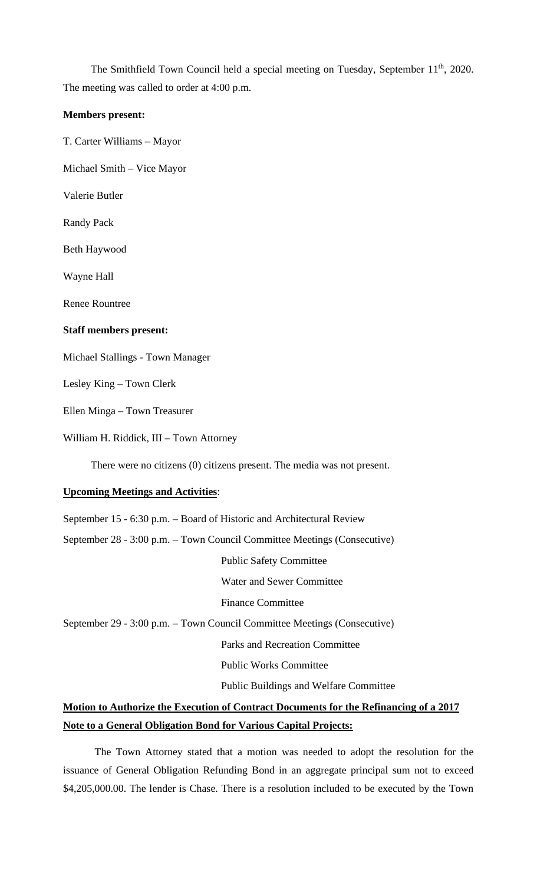The Smithfield Town Council held a special meeting on Tuesday, September 11th, 2020. The meeting was called to order at 4:00 p.m.

**Members present:**

T. Carter Williams – Mayor

Michael Smith – Vice Mayor

Valerie Butler

Randy Pack

Beth Haywood

Wayne Hall

Renee Rountree

**Staff members present:**

Michael Stallings - Town Manager

Lesley King – Town Clerk

Ellen Minga – Town Treasurer

William H. Riddick, III – Town Attorney

There were no citizens (0) citizens present. The media was not present.

**Upcoming Meetings and Activities**:

September 15 - 6:30 p.m. – Board of Historic and Architectural Review

September 28 - 3:00 p.m. – Town Council Committee Meetings (Consecutive)

- Public Safety Committee
- Water and Sewer Committee
- Finance Committee

September 29 - 3:00 p.m. – Town Council Committee Meetings (Consecutive)

- Parks and Recreation Committee
- Public Works Committee
- Public Buildings and Welfare Committee

**Motion to Authorize the Execution of Contract Documents for the Refinancing of a 2017 Note to a General Obligation Bond for Various Capital Projects:**

The Town Attorney stated that a motion was needed to adopt the resolution for the issuance of General Obligation Refunding Bond in an aggregate principal sum not to exceed $4,205,000.00. The lender is Chase. There is a resolution included to be executed by the Town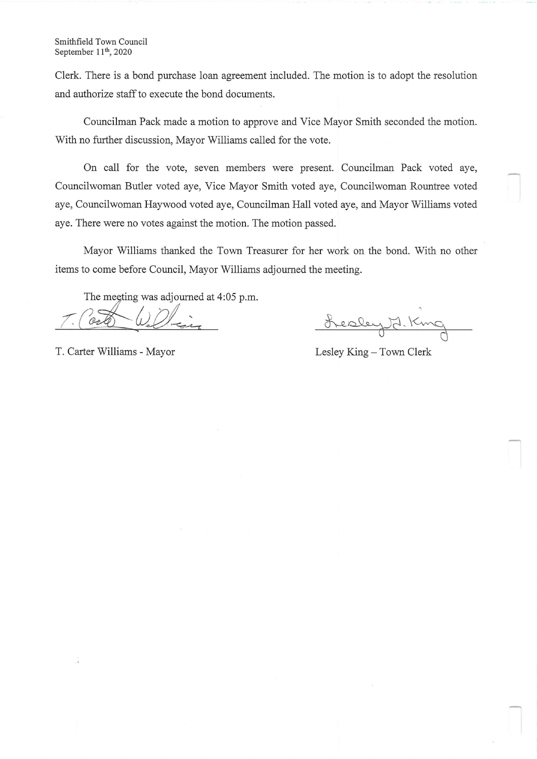Clerk. There is a bond purchase loan agreement included. The motion is to adopt the resolution and authorize staff to execute the bond documents.

Councilman Pack made a motion to approve and Vice Mayor Smith seconded the motion. With no further discussion, Mayor Williams called for the vote.

On call for the vote, seven members were present. Councilman Pack voted aye, Councilwoman Butler voted aye, Vice Mayor Smith voted aye, Councilwoman Rountree voted aye, Councilwoman Haywood voted aye, Councilman Hall voted aye, and Mayor Williams voted aye. There were no votes against the motion. The motion passed.

Mayor Williams thanked the Town Treasurer for her work on the bond. With no other items to come before Council, Mayor Williams adjourned the meeting.

The meeting was adjourned at 4:05 p.m.

T. Carter Williams - Mayor

Lesley King – Town Clerk